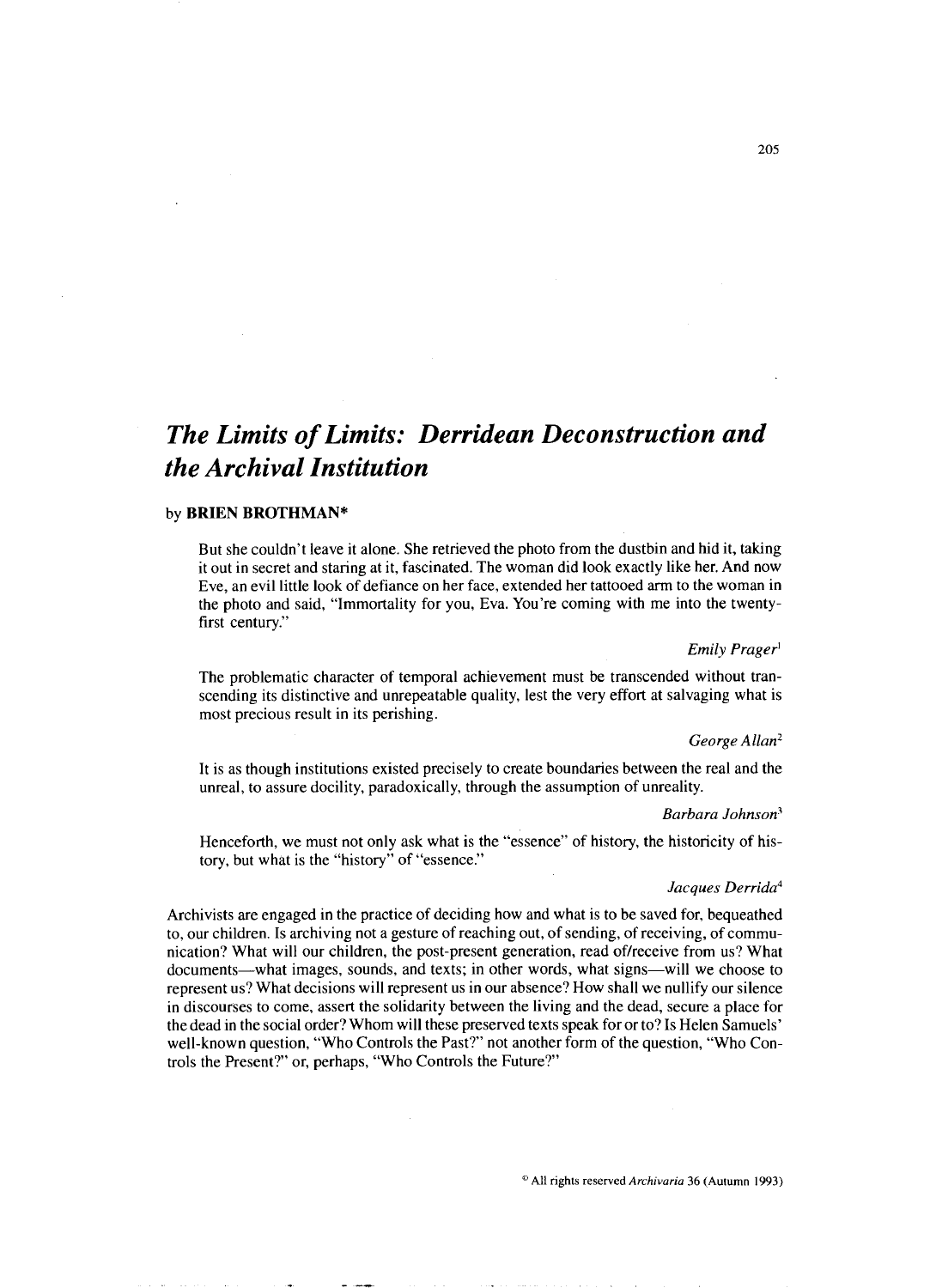# *The Limits of Limits: Derridean Deconstruction and the Archival Institution*

by **BRIEN BROTHMAN***

> But she couldn't leave it alone. She retrieved the photo from the dustbin and hid it, taking it out in secret and staring at it, fascinated. The woman did look exactly like her. And now Eve, an evil little look of defiance on her face, extended her tattooed arm to the woman in the photo and said, "Immortality for you, Eva. You're coming with me into the twenty-first century."
>
> *Emily Prager*[1]

> The problematic character of temporal achievement must be transcended without transcending its distinctive and unrepeatable quality, lest the very effort at salvaging what is most precious result in its perishing.
>
> *George Allan*[2]

> It is as though institutions existed precisely to create boundaries between the real and the unreal, to assure docility, paradoxically, through the assumption of unreality.
>
> *Barbara Johnson*[3]

> Henceforth, we must not only ask what is the "essence" of history, the historicity of history, but what is the "history" of "essence."
>
> *Jacques Derrida*[4]

Archivists are engaged in the practice of deciding how and what is to be saved for, bequeathed to, our children. Is archiving not a gesture of reaching out, of sending, of receiving, of communication? What will our children, the post-present generation, read of/receive from us? What documents—what images, sounds, and texts; in other words, what signs—will we choose to represent us? What decisions will represent us in our absence? How shall we nullify our silence in discourses to come, assert the solidarity between the living and the dead, secure a place for the dead in the social order? Whom will these preserved texts speak for or to? Is Helen Samuels' well-known question, "Who Controls the Past?" not another form of the question, "Who Controls the Present?" or, perhaps, "Who Controls the Future?"

© All rights reserved *Archivaria* 36 (Autumn 1993)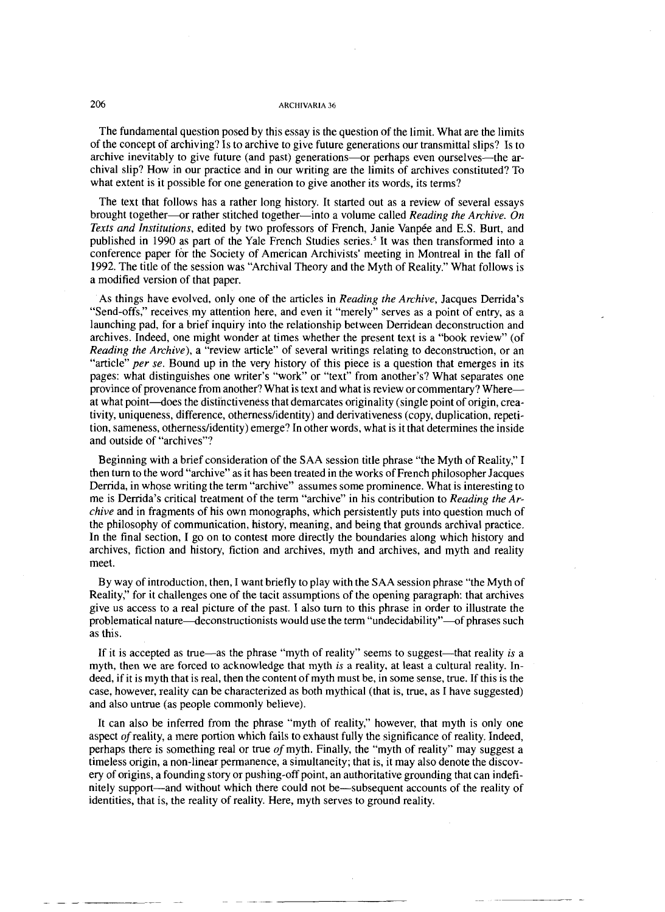The fundamental question posed by this essay is the question of the limit. What are the limits of the concept of archiving? Is to archive to give future generations our transmittal slips? Is to archive inevitably to give future (and past) generations—or perhaps even ourselves—the archival slip? How in our practice and in our writing are the limits of archives constituted? To what extent is it possible for one generation to give another its words, its terms?

The text that follows has a rather long history. It started out as a review of several essays brought together—or rather stitched together—into a volume called *Reading the Archive. On Texts and Institutions*, edited by two professors of French, Janie Vanpée and E.S. Burt, and published in 1990 as part of the Yale French Studies series.[5] It was then transformed into a conference paper for the Society of American Archivists' meeting in Montreal in the fall of 1992. The title of the session was "Archival Theory and the Myth of Reality." What follows is a modified version of that paper.

As things have evolved, only one of the articles in *Reading the Archive*, Jacques Derrida's "Send-offs," receives my attention here, and even it "merely" serves as a point of entry, as a launching pad, for a brief inquiry into the relationship between Derridean deconstruction and archives. Indeed, one might wonder at times whether the present text is a "book review" (of *Reading the Archive*), a "review article" of several writings relating to deconstruction, or an "article" *per se*. Bound up in the very history of this piece is a question that emerges in its pages: what distinguishes one writer's "work" or "text" from another's? What separates one province of provenance from another? What is text and what is review or commentary? Where—at what point—does the distinctiveness that demarcates originality (single point of origin, creativity, uniqueness, difference, otherness/identity) and derivativeness (copy, duplication, repetition, sameness, otherness/identity) emerge? In other words, what is it that determines the inside and outside of "archives"?

Beginning with a brief consideration of the SAA session title phrase "the Myth of Reality," I then turn to the word "archive" as it has been treated in the works of French philosopher Jacques Derrida, in whose writing the term "archive" assumes some prominence. What is interesting to me is Derrida's critical treatment of the term "archive" in his contribution to *Reading the Archive* and in fragments of his own monographs, which persistently puts into question much of the philosophy of communication, history, meaning, and being that grounds archival practice. In the final section, I go on to contest more directly the boundaries along which history and archives, fiction and history, fiction and archives, myth and archives, and myth and reality meet.

By way of introduction, then, I want briefly to play with the SAA session phrase "the Myth of Reality," for it challenges one of the tacit assumptions of the opening paragraph: that archives give us access to a real picture of the past. I also turn to this phrase in order to illustrate the problematical nature—deconstructionists would use the term "undecidability"—of phrases such as this.

If it is accepted as true—as the phrase "myth of reality" seems to suggest—that reality *is* a myth, then we are forced to acknowledge that myth *is* a reality, at least a cultural reality. Indeed, if it is myth that is real, then the content of myth must be, in some sense, true. If this is the case, however, reality can be characterized as both mythical (that is, true, as I have suggested) and also untrue (as people commonly believe).

It can also be inferred from the phrase "myth of reality," however, that myth is only one aspect *of* reality, a mere portion which fails to exhaust fully the significance of reality. Indeed, perhaps there is something real or true *of* myth. Finally, the "myth of reality" may suggest a timeless origin, a non-linear permanence, a simultaneity; that is, it may also denote the discovery of origins, a founding story or pushing-off point, an authoritative grounding that can indefinitely support—and without which there could not be—subsequent accounts of the reality of identities, that is, the reality of reality. Here, myth serves to ground reality.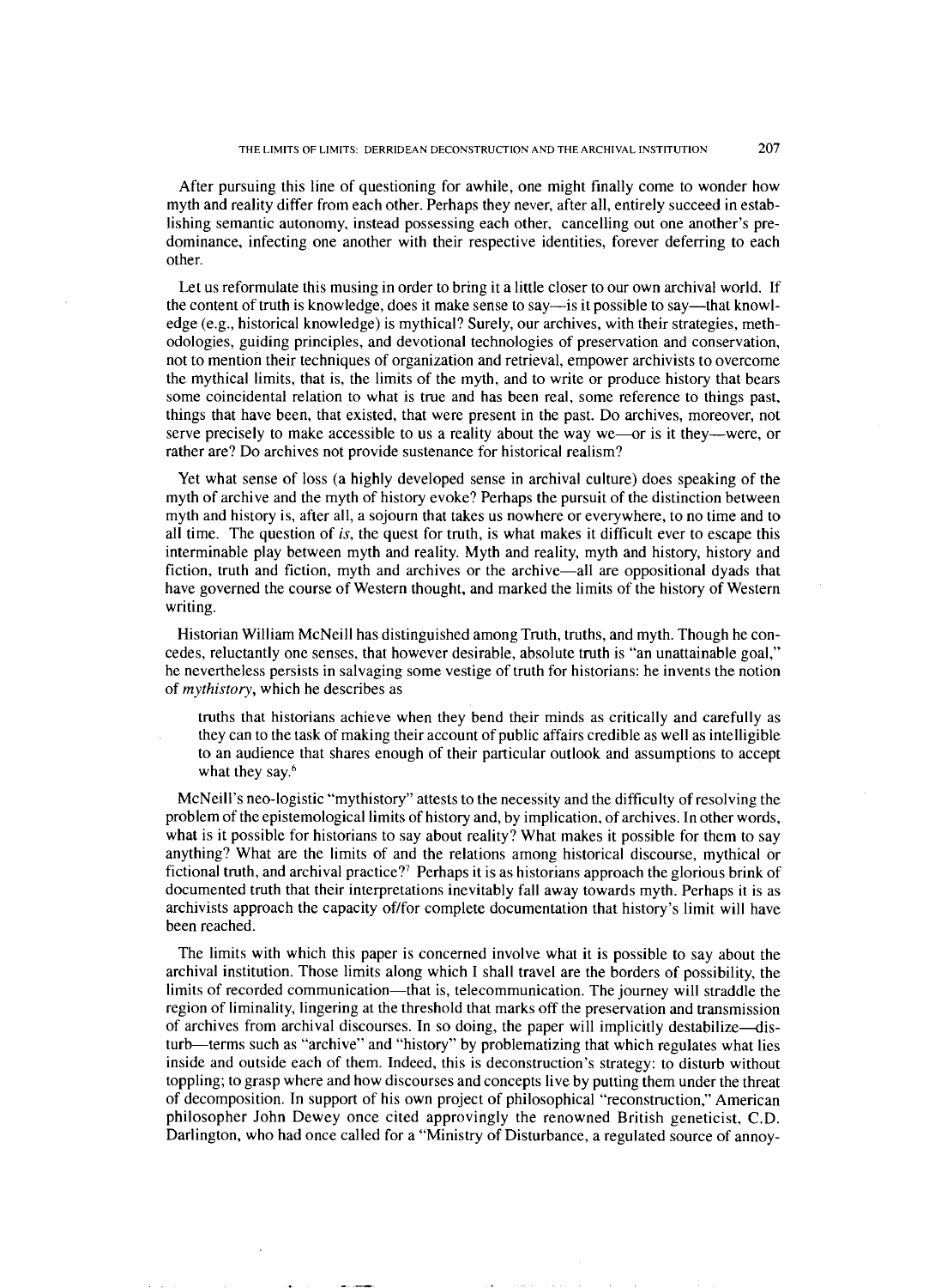After pursuing this line of questioning for awhile, one might finally come to wonder how myth and reality differ from each other. Perhaps they never, after all, entirely succeed in establishing semantic autonomy, instead possessing each other, cancelling out one another's predominance, infecting one another with their respective identities, forever deferring to each other.

Let us reformulate this musing in order to bring it a little closer to our own archival world. If the content of truth is knowledge, does it make sense to say—is it possible to say—that knowledge (e.g., historical knowledge) is mythical? Surely, our archives, with their strategies, methodologies, guiding principles, and devotional technologies of preservation and conservation, not to mention their techniques of organization and retrieval, empower archivists to overcome the mythical limits, that is, the limits of the myth, and to write or produce history that bears some coincidental relation to what is true and has been real, some reference to things past, things that have been, that existed, that were present in the past. Do archives, moreover, not serve precisely to make accessible to us a reality about the way we—or is it they—were, or rather are? Do archives not provide sustenance for historical realism?

Yet what sense of loss (a highly developed sense in archival culture) does speaking of the myth of archive and the myth of history evoke? Perhaps the pursuit of the distinction between myth and history is, after all, a sojourn that takes us nowhere or everywhere, to no time and to all time. The question of *is*, the quest for truth, is what makes it difficult ever to escape this interminable play between myth and reality. Myth and reality, myth and history, history and fiction, truth and fiction, myth and archives or the archive—all are oppositional dyads that have governed the course of Western thought, and marked the limits of the history of Western writing.

Historian William McNeill has distinguished among Truth, truths, and myth. Though he concedes, reluctantly one senses, that however desirable, absolute truth is "an unattainable goal," he nevertheless persists in salvaging some vestige of truth for historians: he invents the notion of *mythistory*, which he describes as

> truths that historians achieve when they bend their minds as critically and carefully as they can to the task of making their account of public affairs credible as well as intelligible to an audience that shares enough of their particular outlook and assumptions to accept what they say.[6]

McNeill's neo-logistic "mythistory" attests to the necessity and the difficulty of resolving the problem of the epistemological limits of history and, by implication, of archives. In other words, what is it possible for historians to say about reality? What makes it possible for them to say anything? What are the limits of and the relations among historical discourse, mythical or fictional truth, and archival practice?[7] Perhaps it is as historians approach the glorious brink of documented truth that their interpretations inevitably fall away towards myth. Perhaps it is as archivists approach the capacity of/for complete documentation that history's limit will have been reached.

The limits with which this paper is concerned involve what it is possible to say about the archival institution. Those limits along which I shall travel are the borders of possibility, the limits of recorded communication—that is, telecommunication. The journey will straddle the region of liminality, lingering at the threshold that marks off the preservation and transmission of archives from archival discourses. In so doing, the paper will implicitly destabilize—disturb—terms such as "archive" and "history" by problematizing that which regulates what lies inside and outside each of them. Indeed, this is deconstruction's strategy: to disturb without toppling; to grasp where and how discourses and concepts live by putting them under the threat of decomposition. In support of his own project of philosophical "reconstruction," American philosopher John Dewey once cited approvingly the renowned British geneticist, C.D. Darlington, who had once called for a "Ministry of Disturbance, a regulated source of annoy-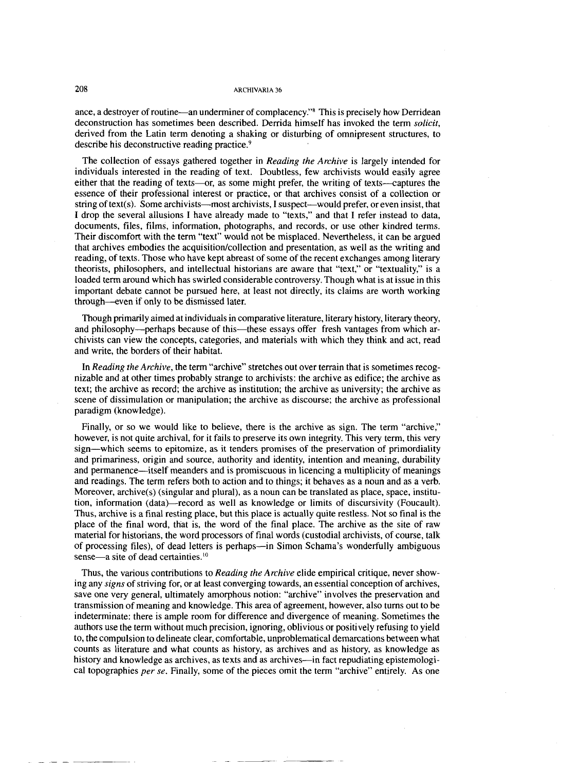ance, a destroyer of routine—an underminer of complacency."[8] This is precisely how Derridean deconstruction has sometimes been described. Derrida himself has invoked the term *solicit*, derived from the Latin term denoting a shaking or disturbing of omnipresent structures, to describe his deconstructive reading practice.[9]

The collection of essays gathered together in *Reading the Archive* is largely intended for individuals interested in the reading of text. Doubtless, few archivists would easily agree either that the reading of texts—or, as some might prefer, the writing of texts—captures the essence of their professional interest or practice, or that archives consist of a collection or string of text(s). Some archivists—most archivists, I suspect—would prefer, or even insist, that I drop the several allusions I have already made to "texts," and that I refer instead to data, documents, files, films, information, photographs, and records, or use other kindred terms. Their discomfort with the term "text" would not be misplaced. Nevertheless, it can be argued that archives embodies the acquisition/collection and presentation, as well as the writing and reading, of texts. Those who have kept abreast of some of the recent exchanges among literary theorists, philosophers, and intellectual historians are aware that "text," or "textuality," is a loaded term around which has swirled considerable controversy. Though what is at issue in this important debate cannot be pursued here, at least not directly, its claims are worth working through—even if only to be dismissed later.

Though primarily aimed at individuals in comparative literature, literary history, literary theory, and philosophy—perhaps because of this—these essays offer fresh vantages from which archivists can view the concepts, categories, and materials with which they think and act, read and write, the borders of their habitat.

In *Reading the Archive*, the term "archive" stretches out over terrain that is sometimes recognizable and at other times probably strange to archivists: the archive as edifice; the archive as text; the archive as record; the archive as institution; the archive as university; the archive as scene of dissimulation or manipulation; the archive as discourse; the archive as professional paradigm (knowledge).

Finally, or so we would like to believe, there is the archive as sign. The term "archive," however, is not quite archival, for it fails to preserve its own integrity. This very term, this very sign—which seems to epitomize, as it tenders promises of the preservation of primordiality and primariness, origin and source, authority and identity, intention and meaning, durability and permanence—itself meanders and is promiscuous in licencing a multiplicity of meanings and readings. The term refers both to action and to things; it behaves as a noun and as a verb. Moreover, archive(s) (singular and plural), as a noun can be translated as place, space, institution, information (data)—record as well as knowledge or limits of discursivity (Foucault). Thus, archive is a final resting place, but this place is actually quite restless. Not so final is the place of the final word, that is, the word of the final place. The archive as the site of raw material for historians, the word processors of final words (custodial archivists, of course, talk of processing files), of dead letters is perhaps—in Simon Schama's wonderfully ambiguous sense—a site of dead certainties.[10]

Thus, the various contributions to *Reading the Archive* elide empirical critique, never showing any *signs* of striving for, or at least converging towards, an essential conception of archives, save one very general, ultimately amorphous notion: "archive" involves the preservation and transmission of meaning and knowledge. This area of agreement, however, also turns out to be indeterminate: there is ample room for difference and divergence of meaning. Sometimes the authors use the term without much precision, ignoring, oblivious or positively refusing to yield to, the compulsion to delineate clear, comfortable, unproblematical demarcations between what counts as literature and what counts as history, as archives and as history, as knowledge as history and knowledge as archives, as texts and as archives—in fact repudiating epistemological topographies *per se*. Finally, some of the pieces omit the term "archive" entirely. As one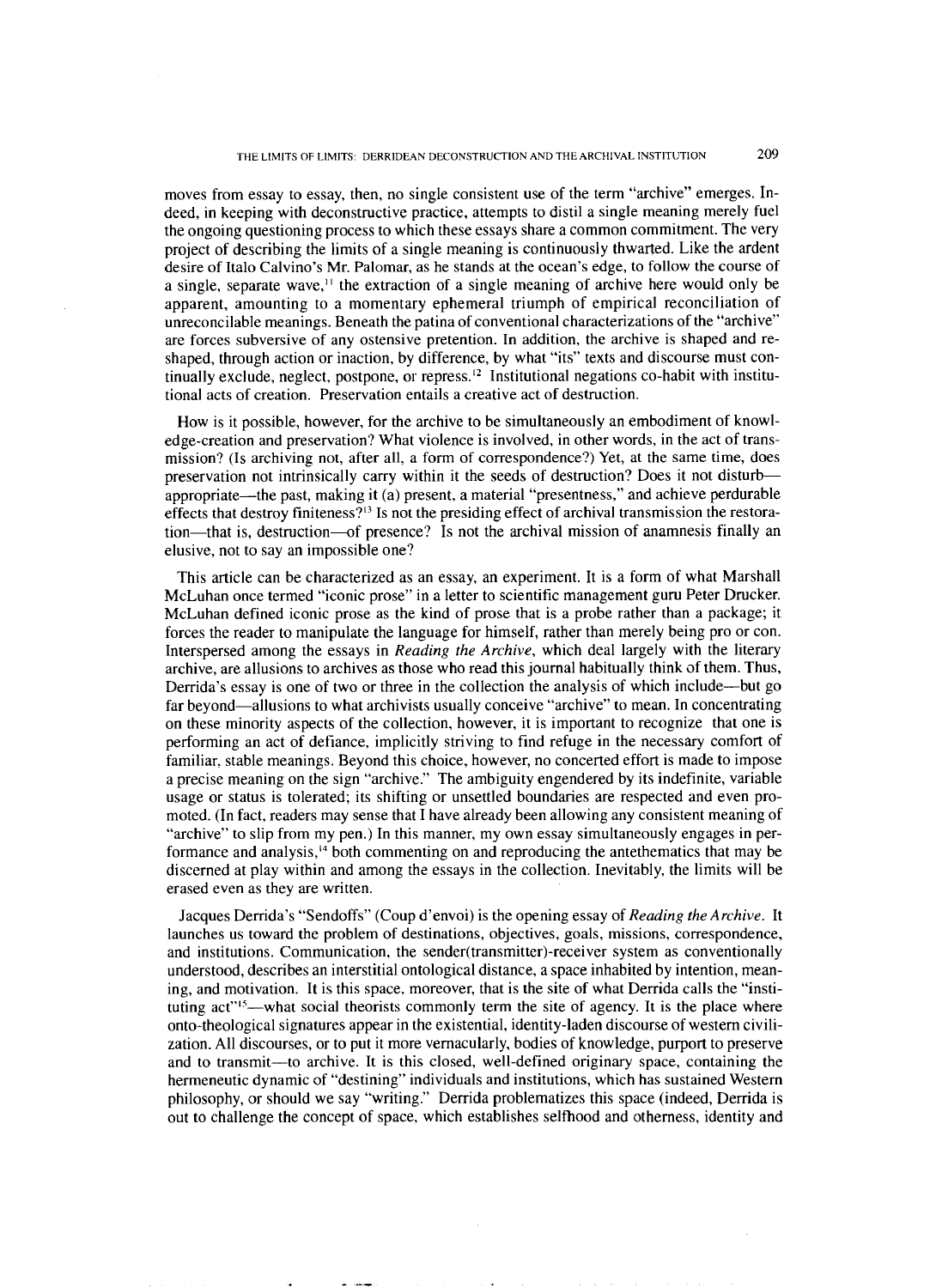moves from essay to essay, then, no single consistent use of the term "archive" emerges. Indeed, in keeping with deconstructive practice, attempts to distil a single meaning merely fuel the ongoing questioning process to which these essays share a common commitment. The very project of describing the limits of a single meaning is continuously thwarted. Like the ardent desire of Italo Calvino's Mr. Palomar, as he stands at the ocean's edge, to follow the course of a single, separate wave,[11] the extraction of a single meaning of archive here would only be apparent, amounting to a momentary ephemeral triumph of empirical reconciliation of unreconcilable meanings. Beneath the patina of conventional characterizations of the "archive" are forces subversive of any ostensive pretention. In addition, the archive is shaped and reshaped, through action or inaction, by difference, by what "its" texts and discourse must continually exclude, neglect, postpone, or repress.[12] Institutional negations co-habit with institutional acts of creation. Preservation entails a creative act of destruction.

How is it possible, however, for the archive to be simultaneously an embodiment of knowledge-creation and preservation? What violence is involved, in other words, in the act of transmission? (Is archiving not, after all, a form of correspondence?) Yet, at the same time, does preservation not intrinsically carry within it the seeds of destruction? Does it not disturb—appropriate—the past, making it (a) present, a material "presentness," and achieve perdurable effects that destroy finiteness?[13] Is not the presiding effect of archival transmission the restoration—that is, destruction—of presence? Is not the archival mission of anamnesis finally an elusive, not to say an impossible one?

This article can be characterized as an essay, an experiment. It is a form of what Marshall McLuhan once termed "iconic prose" in a letter to scientific management guru Peter Drucker. McLuhan defined iconic prose as the kind of prose that is a probe rather than a package; it forces the reader to manipulate the language for himself, rather than merely being pro or con. Interspersed among the essays in *Reading the Archive*, which deal largely with the literary archive, are allusions to archives as those who read this journal habitually think of them. Thus, Derrida's essay is one of two or three in the collection the analysis of which include—but go far beyond—allusions to what archivists usually conceive "archive" to mean. In concentrating on these minority aspects of the collection, however, it is important to recognize that one is performing an act of defiance, implicitly striving to find refuge in the necessary comfort of familiar, stable meanings. Beyond this choice, however, no concerted effort is made to impose a precise meaning on the sign "archive." The ambiguity engendered by its indefinite, variable usage or status is tolerated; its shifting or unsettled boundaries are respected and even promoted. (In fact, readers may sense that I have already been allowing any consistent meaning of "archive" to slip from my pen.) In this manner, my own essay simultaneously engages in performance and analysis,[14] both commenting on and reproducing the antethematics that may be discerned at play within and among the essays in the collection. Inevitably, the limits will be erased even as they are written.

Jacques Derrida's "Sendoffs" (Coup d'envoi) is the opening essay of *Reading the Archive*. It launches us toward the problem of destinations, objectives, goals, missions, correspondence, and institutions. Communication, the sender(transmitter)-receiver system as conventionally understood, describes an interstitial ontological distance, a space inhabited by intention, meaning, and motivation. It is this space, moreover, that is the site of what Derrida calls the "instituting act"[15]—what social theorists commonly term the site of agency. It is the place where onto-theological signatures appear in the existential, identity-laden discourse of western civilization. All discourses, or to put it more vernacularly, bodies of knowledge, purport to preserve and to transmit—to archive. It is this closed, well-defined originary space, containing the hermeneutic dynamic of "destining" individuals and institutions, which has sustained Western philosophy, or should we say "writing." Derrida problematizes this space (indeed, Derrida is out to challenge the concept of space, which establishes selfhood and otherness, identity and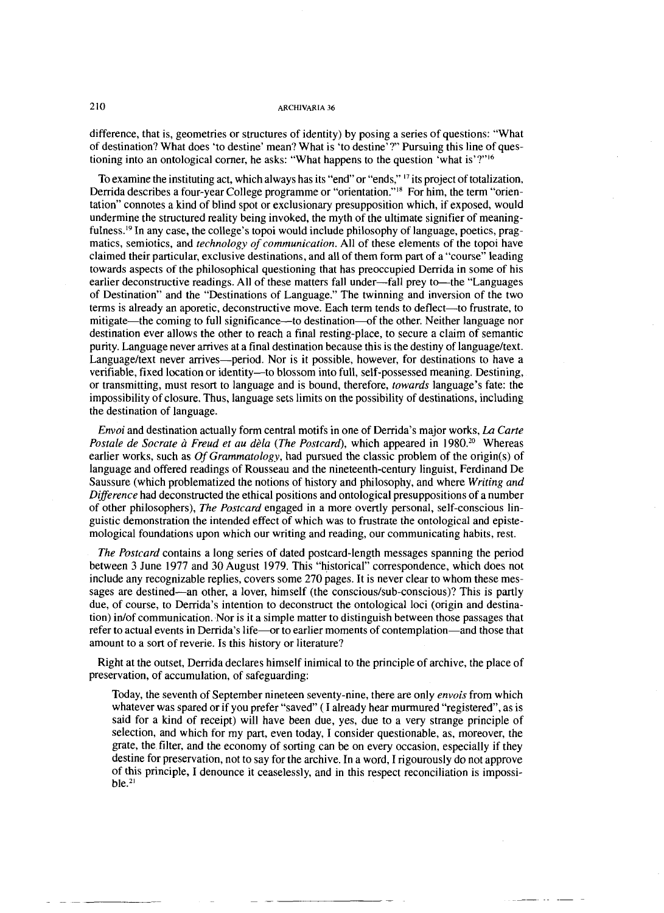difference, that is, geometries or structures of identity) by posing a series of questions: "What of destination? What does 'to destine' mean? What is 'to destine'?" Pursuing this line of questioning into an ontological corner, he asks: "What happens to the question 'what is'?"[16]

To examine the instituting act, which always has its "end" or "ends,"[17] its project of totalization, Derrida describes a four-year College programme or "orientation."[18] For him, the term "orientation" connotes a kind of blind spot or exclusionary presupposition which, if exposed, would undermine the structured reality being invoked, the myth of the ultimate signifier of meaningfulness.[19] In any case, the college's topoi would include philosophy of language, poetics, pragmatics, semiotics, and *technology of communication*. All of these elements of the topoi have claimed their particular, exclusive destinations, and all of them form part of a "course" leading towards aspects of the philosophical questioning that has preoccupied Derrida in some of his earlier deconstructive readings. All of these matters fall under—fall prey to—the "Languages of Destination" and the "Destinations of Language." The twinning and inversion of the two terms is already an aporetic, deconstructive move. Each term tends to deflect—to frustrate, to mitigate—the coming to full significance—to destination—of the other. Neither language nor destination ever allows the other to reach a final resting-place, to secure a claim of semantic purity. Language never arrives at a final destination because this is the destiny of language/text. Language/text never arrives—period. Nor is it possible, however, for destinations to have a verifiable, fixed location or identity—to blossom into full, self-possessed meaning. Destining, or transmitting, must resort to language and is bound, therefore, *towards* language's fate: the impossibility of closure. Thus, language sets limits on the possibility of destinations, including the destination of language.

*Envoi* and destination actually form central motifs in one of Derrida's major works, *La Carte Postale de Socrate à Freud et au dèla (The Postcard)*, which appeared in 1980.[20] Whereas earlier works, such as *Of Grammatology*, had pursued the classic problem of the origin(s) of language and offered readings of Rousseau and the nineteenth-century linguist, Ferdinand De Saussure (which problematized the notions of history and philosophy, and where *Writing and Difference* had deconstructed the ethical positions and ontological presuppositions of a number of other philosophers), *The Postcard* engaged in a more overtly personal, self-conscious linguistic demonstration the intended effect of which was to frustrate the ontological and epistemological foundations upon which our writing and reading, our communicating habits, rest.

*The Postcard* contains a long series of dated postcard-length messages spanning the period between 3 June 1977 and 30 August 1979. This "historical" correspondence, which does not include any recognizable replies, covers some 270 pages. It is never clear to whom these messages are destined—an other, a lover, himself (the conscious/sub-conscious)? This is partly due, of course, to Derrida's intention to deconstruct the ontological loci (origin and destination) in/of communication. Nor is it a simple matter to distinguish between those passages that refer to actual events in Derrida's life—or to earlier moments of contemplation—and those that amount to a sort of reverie. Is this history or literature?

Right at the outset, Derrida declares himself inimical to the principle of archive, the place of preservation, of accumulation, of safeguarding:

> Today, the seventh of September nineteen seventy-nine, there are only *envois* from which whatever was spared or if you prefer "saved" ( I already hear murmured "registered", as is said for a kind of receipt) will have been due, yes, due to a very strange principle of selection, and which for my part, even today, I consider questionable, as, moreover, the grate, the filter, and the economy of sorting can be on every occasion, especially if they destine for preservation, not to say for the archive. In a word, I rigourously do not approve of this principle, I denounce it ceaselessly, and in this respect reconciliation is impossible.[21]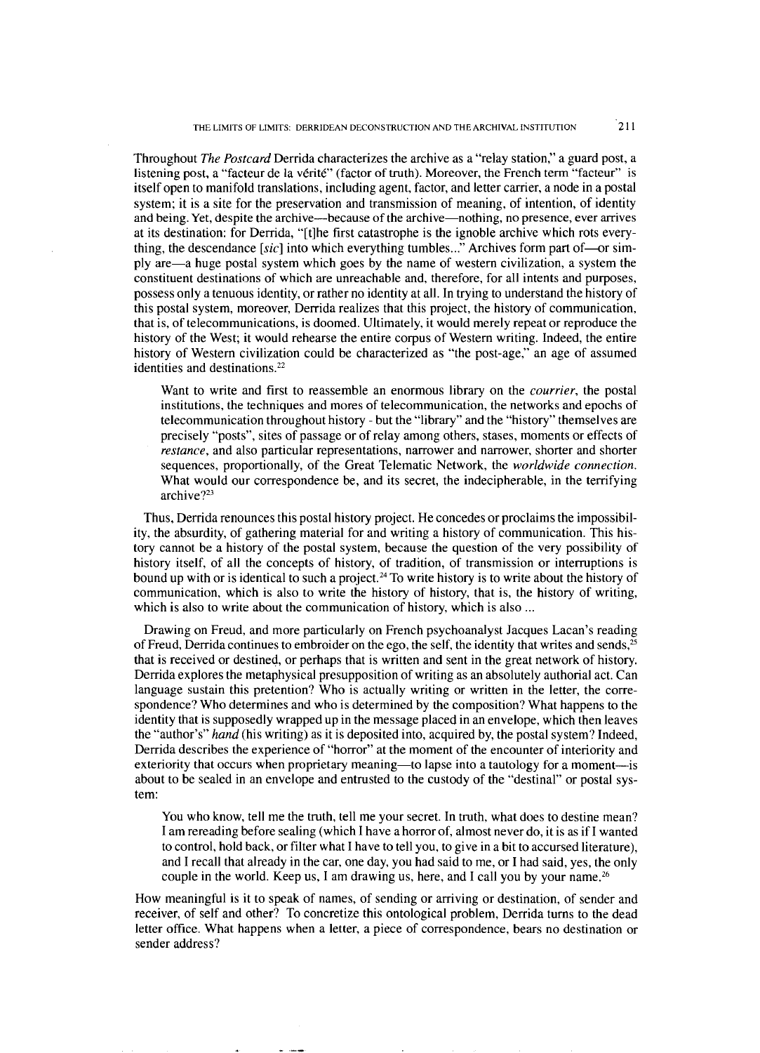Throughout *The Postcard* Derrida characterizes the archive as a "relay station," a guard post, a listening post, a "facteur de la vérité" (factor of truth). Moreover, the French term "facteur" is itself open to manifold translations, including agent, factor, and letter carrier, a node in a postal system; it is a site for the preservation and transmission of meaning, of intention, of identity and being. Yet, despite the archive—because of the archive—nothing, no presence, ever arrives at its destination: for Derrida, "[t]he first catastrophe is the ignoble archive which rots everything, the descendance [*sic*] into which everything tumbles..." Archives form part of—or simply are—a huge postal system which goes by the name of western civilization, a system the constituent destinations of which are unreachable and, therefore, for all intents and purposes, possess only a tenuous identity, or rather no identity at all. In trying to understand the history of this postal system, moreover, Derrida realizes that this project, the history of communication, that is, of telecommunications, is doomed. Ultimately, it would merely repeat or reproduce the history of the West; it would rehearse the entire corpus of Western writing. Indeed, the entire history of Western civilization could be characterized as "the post-age," an age of assumed identities and destinations.[22]

> Want to write and first to reassemble an enormous library on the *courrier*, the postal institutions, the techniques and mores of telecommunication, the networks and epochs of telecommunication throughout history - but the "library" and the "history" themselves are precisely "posts", sites of passage or of relay among others, stases, moments or effects of *restance*, and also particular representations, narrower and narrower, shorter and shorter sequences, proportionally, of the Great Telematic Network, the *worldwide connection*. What would our correspondence be, and its secret, the indecipherable, in the terrifying archive?[23]

Thus, Derrida renounces this postal history project. He concedes or proclaims the impossibility, the absurdity, of gathering material for and writing a history of communication. This history cannot be a history of the postal system, because the question of the very possibility of history itself, of all the concepts of history, of tradition, of transmission or interruptions is bound up with or is identical to such a project.[24] To write history is to write about the history of communication, which is also to write the history of history, that is, the history of writing, which is also to write about the communication of history, which is also ...

Drawing on Freud, and more particularly on French psychoanalyst Jacques Lacan's reading of Freud, Derrida continues to embroider on the ego, the self, the identity that writes and sends,[25] that is received or destined, or perhaps that is written and sent in the great network of history. Derrida explores the metaphysical presupposition of writing as an absolutely authorial act. Can language sustain this pretention? Who is actually writing or written in the letter, the correspondence? Who determines and who is determined by the composition? What happens to the identity that is supposedly wrapped up in the message placed in an envelope, which then leaves the "author's" *hand* (his writing) as it is deposited into, acquired by, the postal system? Indeed, Derrida describes the experience of "horror" at the moment of the encounter of interiority and exteriority that occurs when proprietary meaning—to lapse into a tautology for a moment—is about to be sealed in an envelope and entrusted to the custody of the "destinal" or postal system:

> You who know, tell me the truth, tell me your secret. In truth, what does to destine mean? I am rereading before sealing (which I have a horror of, almost never do, it is as if I wanted to control, hold back, or filter what I have to tell you, to give in a bit to accursed literature), and I recall that already in the car, one day, you had said to me, or I had said, yes, the only couple in the world. Keep us, I am drawing us, here, and I call you by your name.[26]

How meaningful is it to speak of names, of sending or arriving or destination, of sender and receiver, of self and other? To concretize this ontological problem, Derrida turns to the dead letter office. What happens when a letter, a piece of correspondence, bears no destination or sender address?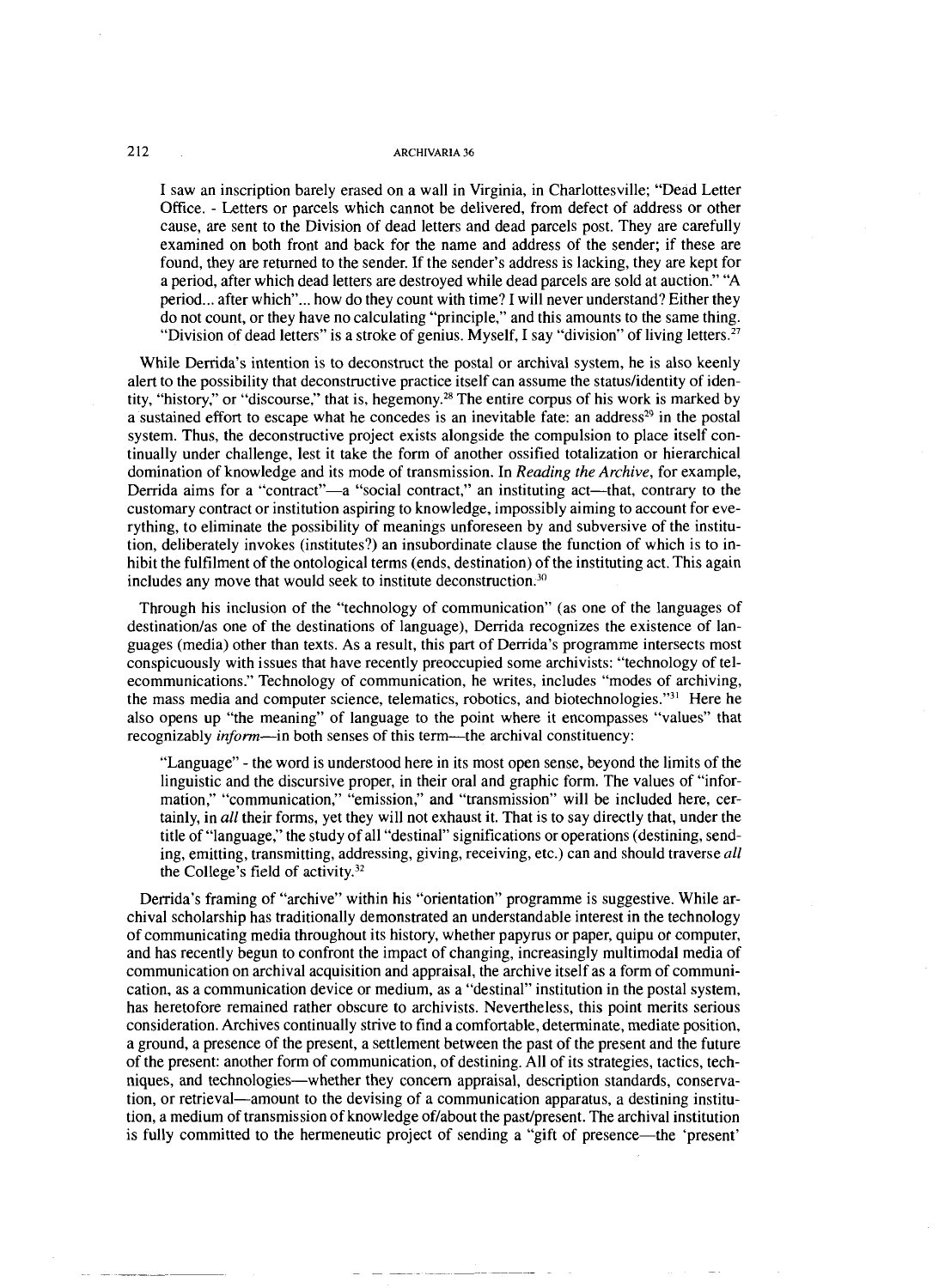> I saw an inscription barely erased on a wall in Virginia, in Charlottesville; "Dead Letter Office. - Letters or parcels which cannot be delivered, from defect of address or other cause, are sent to the Division of dead letters and dead parcels post. They are carefully examined on both front and back for the name and address of the sender; if these are found, they are returned to the sender. If the sender's address is lacking, they are kept for a period, after which dead letters are destroyed while dead parcels are sold at auction." "A period... after which"... how do they count with time? I will never understand? Either they do not count, or they have no calculating "principle," and this amounts to the same thing. "Division of dead letters" is a stroke of genius. Myself, I say "division" of living letters.[27]

While Derrida's intention is to deconstruct the postal or archival system, he is also keenly alert to the possibility that deconstructive practice itself can assume the status/identity of identity, "history," or "discourse," that is, hegemony.[28] The entire corpus of his work is marked by a sustained effort to escape what he concedes is an inevitable fate: an address[29] in the postal system. Thus, the deconstructive project exists alongside the compulsion to place itself continually under challenge, lest it take the form of another ossified totalization or hierarchical domination of knowledge and its mode of transmission. In *Reading the Archive*, for example, Derrida aims for a "contract"—a "social contract," an instituting act—that, contrary to the customary contract or institution aspiring to knowledge, impossibly aiming to account for everything, to eliminate the possibility of meanings unforeseen by and subversive of the institution, deliberately invokes (institutes?) an insubordinate clause the function of which is to inhibit the fulfilment of the ontological terms (ends, destination) of the instituting act. This again includes any move that would seek to institute deconstruction.[30]

Through his inclusion of the "technology of communication" (as one of the languages of destination/as one of the destinations of language), Derrida recognizes the existence of languages (media) other than texts. As a result, this part of Derrida's programme intersects most conspicuously with issues that have recently preoccupied some archivists: "technology of telecommunications." Technology of communication, he writes, includes "modes of archiving, the mass media and computer science, telematics, robotics, and biotechnologies."[31] Here he also opens up "the meaning" of language to the point where it encompasses "values" that recognizably *inform*—in both senses of this term—the archival constituency:

> "Language" - the word is understood here in its most open sense, beyond the limits of the linguistic and the discursive proper, in their oral and graphic form. The values of "information," "communication," "emission," and "transmission" will be included here, certainly, in *all* their forms, yet they will not exhaust it. That is to say directly that, under the title of "language," the study of all "destinal" significations or operations (destining, sending, emitting, transmitting, addressing, giving, receiving, etc.) can and should traverse *all* the College's field of activity.[32]

Derrida's framing of "archive" within his "orientation" programme is suggestive. While archival scholarship has traditionally demonstrated an understandable interest in the technology of communicating media throughout its history, whether papyrus or paper, quipu or computer, and has recently begun to confront the impact of changing, increasingly multimodal media of communication on archival acquisition and appraisal, the archive itself as a form of communication, as a communication device or medium, as a "destinal" institution in the postal system, has heretofore remained rather obscure to archivists. Nevertheless, this point merits serious consideration. Archives continually strive to find a comfortable, determinate, mediate position, a ground, a presence of the present, a settlement between the past of the present and the future of the present: another form of communication, of destining. All of its strategies, tactics, techniques, and technologies—whether they concern appraisal, description standards, conservation, or retrieval—amount to the devising of a communication apparatus, a destining institution, a medium of transmission of knowledge of/about the past/present. The archival institution is fully committed to the hermeneutic project of sending a "gift of presence—the 'present'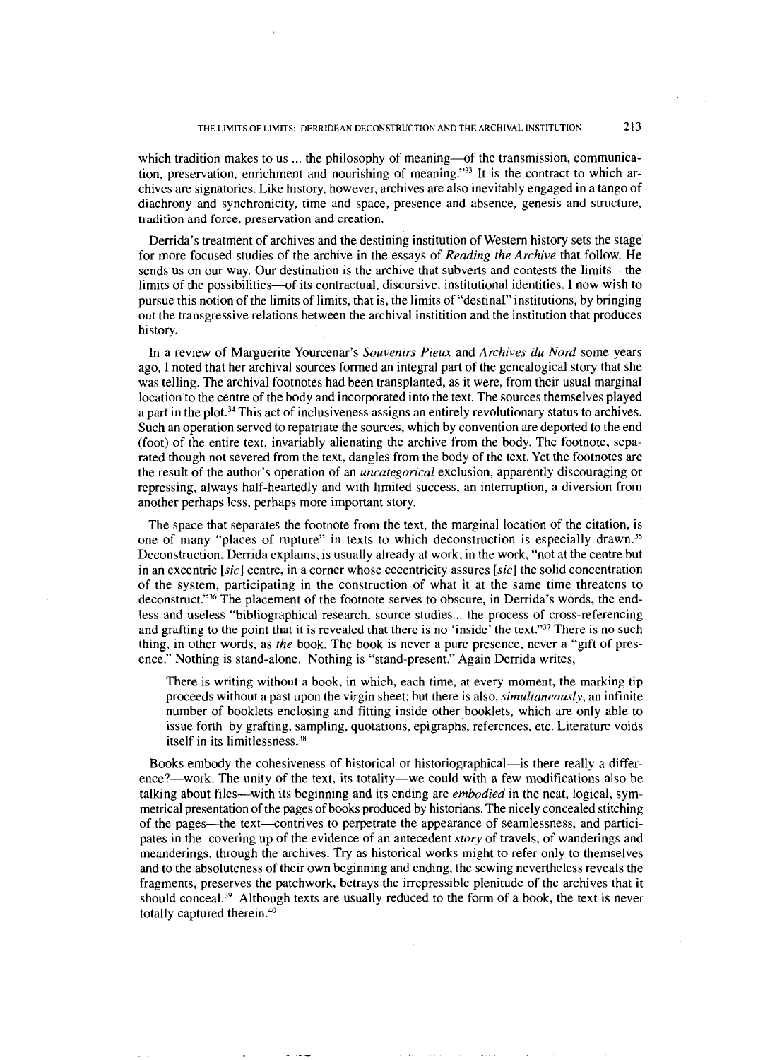which tradition makes to us ... the philosophy of meaning—of the transmission, communication, preservation, enrichment and nourishing of meaning."[33] It is the contract to which archives are signatories. Like history, however, archives are also inevitably engaged in a tango of diachrony and synchronicity, time and space, presence and absence, genesis and structure, tradition and force, preservation and creation.

Derrida's treatment of archives and the destining institution of Western history sets the stage for more focused studies of the archive in the essays of *Reading the Archive* that follow. He sends us on our way. Our destination is the archive that subverts and contests the limits—the limits of the possibilities—of its contractual, discursive, institutional identities. I now wish to pursue this notion of the limits of limits, that is, the limits of "destinal" institutions, by bringing out the transgressive relations between the archival instititon and the institution that produces history.

In a review of Marguerite Yourcenar's *Souvenirs Pieux* and *Archives du Nord* some years ago, I noted that her archival sources formed an integral part of the genealogical story that she was telling. The archival footnotes had been transplanted, as it were, from their usual marginal location to the centre of the body and incorporated into the text. The sources themselves played a part in the plot.[34] This act of inclusiveness assigns an entirely revolutionary status to archives. Such an operation served to repatriate the sources, which by convention are deported to the end (foot) of the entire text, invariably alienating the archive from the body. The footnote, separated though not severed from the text, dangles from the body of the text. Yet the footnotes are the result of the author's operation of an *uncategorical* exclusion, apparently discouraging or repressing, always half-heartedly and with limited success, an interruption, a diversion from another perhaps less, perhaps more important story.

The space that separates the footnote from the text, the marginal location of the citation, is one of many "places of rupture" in texts to which deconstruction is especially drawn.[35] Deconstruction, Derrida explains, is usually already at work, in the work, "not at the centre but in an excentric [*sic*] centre, in a corner whose eccentricity assures [*sic*] the solid concentration of the system, participating in the construction of what it at the same time threatens to deconstruct."[36] The placement of the footnote serves to obscure, in Derrida's words, the endless and useless "bibliographical research, source studies... the process of cross-referencing and grafting to the point that it is revealed that there is no 'inside' the text."[37] There is no such thing, in other words, as *the* book. The book is never a pure presence, never a "gift of presence." Nothing is stand-alone. Nothing is "stand-present." Again Derrida writes,

> There is writing without a book, in which, each time, at every moment, the marking tip proceeds without a past upon the virgin sheet; but there is also, *simultaneously*, an infinite number of booklets enclosing and fitting inside other booklets, which are only able to issue forth by grafting, sampling, quotations, epigraphs, references, etc. Literature voids itself in its limitlessness.[38]

Books embody the cohesiveness of historical or historiographical—is there really a difference?—work. The unity of the text, its totality—we could with a few modifications also be talking about files—with its beginning and its ending are *embodied* in the neat, logical, symmetrical presentation of the pages of books produced by historians. The nicely concealed stitching of the pages—the text—contrives to perpetrate the appearance of seamlessness, and participates in the covering up of the evidence of an antecedent *story* of travels, of wanderings and meanderings, through the archives. Try as historical works might to refer only to themselves and to the absoluteness of their own beginning and ending, the sewing nevertheless reveals the fragments, preserves the patchwork, betrays the irrepressible plenitude of the archives that it should conceal.[39] Although texts are usually reduced to the form of a book, the text is never totally captured therein.[40]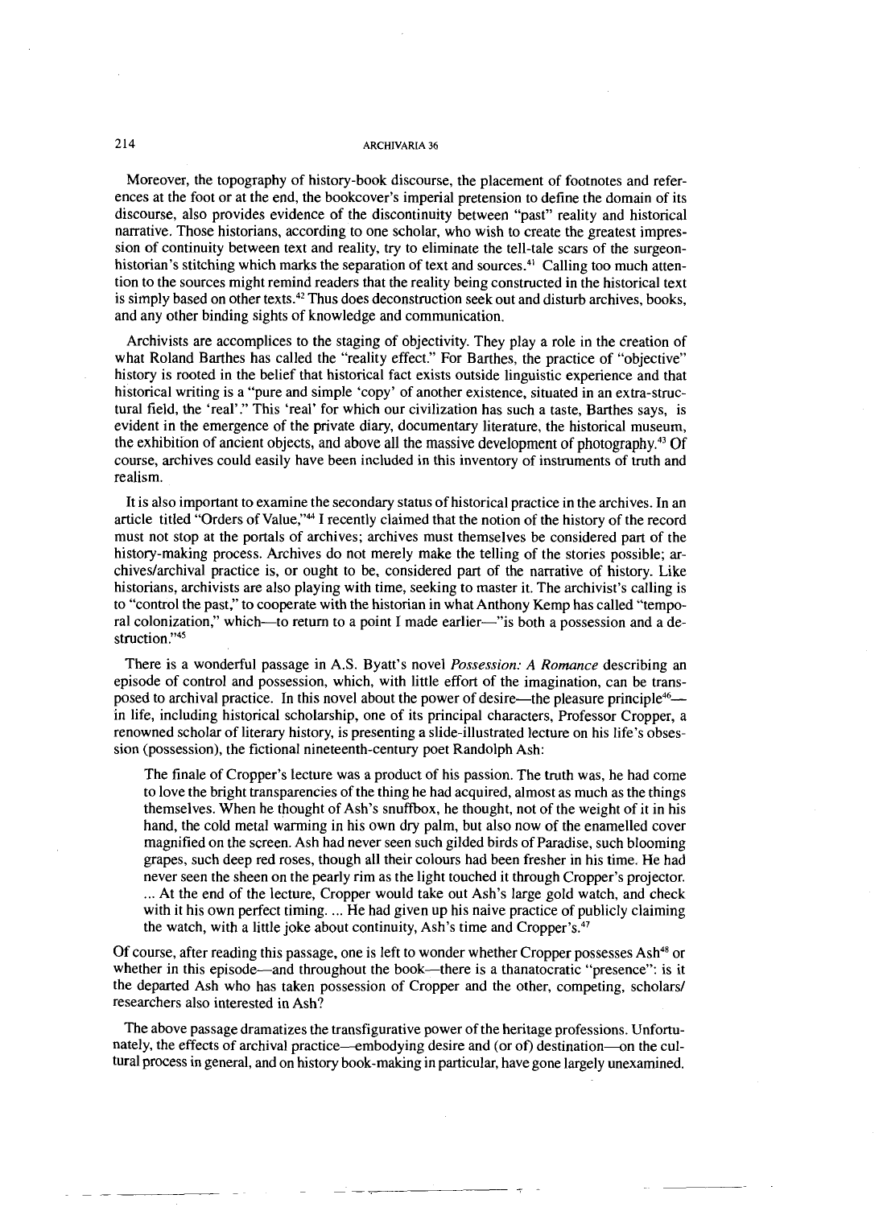Moreover, the topography of history-book discourse, the placement of footnotes and references at the foot or at the end, the bookcover's imperial pretension to define the domain of its discourse, also provides evidence of the discontinuity between "past" reality and historical narrative. Those historians, according to one scholar, who wish to create the greatest impression of continuity between text and reality, try to eliminate the tell-tale scars of the surgeon-historian's stitching which marks the separation of text and sources.[41] Calling too much attention to the sources might remind readers that the reality being constructed in the historical text is simply based on other texts.[42] Thus does deconstruction seek out and disturb archives, books, and any other binding sights of knowledge and communication.

Archivists are accomplices to the staging of objectivity. They play a role in the creation of what Roland Barthes has called the "reality effect." For Barthes, the practice of "objective" history is rooted in the belief that historical fact exists outside linguistic experience and that historical writing is a "pure and simple 'copy' of another existence, situated in an extra-structural field, the 'real'." This 'real' for which our civilization has such a taste, Barthes says, is evident in the emergence of the private diary, documentary literature, the historical museum, the exhibition of ancient objects, and above all the massive development of photography.[43] Of course, archives could easily have been included in this inventory of instruments of truth and realism.

It is also important to examine the secondary status of historical practice in the archives. In an article titled "Orders of Value,"[44] I recently claimed that the notion of the history of the record must not stop at the portals of archives; archives must themselves be considered part of the history-making process. Archives do not merely make the telling of the stories possible; archives/archival practice is, or ought to be, considered part of the narrative of history. Like historians, archivists are also playing with time, seeking to master it. The archivist's calling is to "control the past," to cooperate with the historian in what Anthony Kemp has called "temporal colonization," which—to return to a point I made earlier—"is both a possession and a destruction."[45]

There is a wonderful passage in A.S. Byatt's novel *Possession: A Romance* describing an episode of control and possession, which, with little effort of the imagination, can be transposed to archival practice. In this novel about the power of desire—the pleasure principle[46]—in life, including historical scholarship, one of its principal characters, Professor Cropper, a renowned scholar of literary history, is presenting a slide-illustrated lecture on his life's obsession (possession), the fictional nineteenth-century poet Randolph Ash:

> The finale of Cropper's lecture was a product of his passion. The truth was, he had come to love the bright transparencies of the thing he had acquired, almost as much as the things themselves. When he thought of Ash's snuffbox, he thought, not of the weight of it in his hand, the cold metal warming in his own dry palm, but also now of the enamelled cover magnified on the screen. Ash had never seen such gilded birds of Paradise, such blooming grapes, such deep red roses, though all their colours had been fresher in his time. He had never seen the sheen on the pearly rim as the light touched it through Cropper's projector. ... At the end of the lecture, Cropper would take out Ash's large gold watch, and check with it his own perfect timing. ... He had given up his naive practice of publicly claiming the watch, with a little joke about continuity, Ash's time and Cropper's.[47]

Of course, after reading this passage, one is left to wonder whether Cropper possesses Ash[48] or whether in this episode—and throughout the book—there is a thanatocratic "presence": is it the departed Ash who has taken possession of Cropper and the other, competing, scholars/researchers also interested in Ash?

The above passage dramatizes the transfigurative power of the heritage professions. Unfortunately, the effects of archival practice—embodying desire and (or of) destination—on the cultural process in general, and on history book-making in particular, have gone largely unexamined.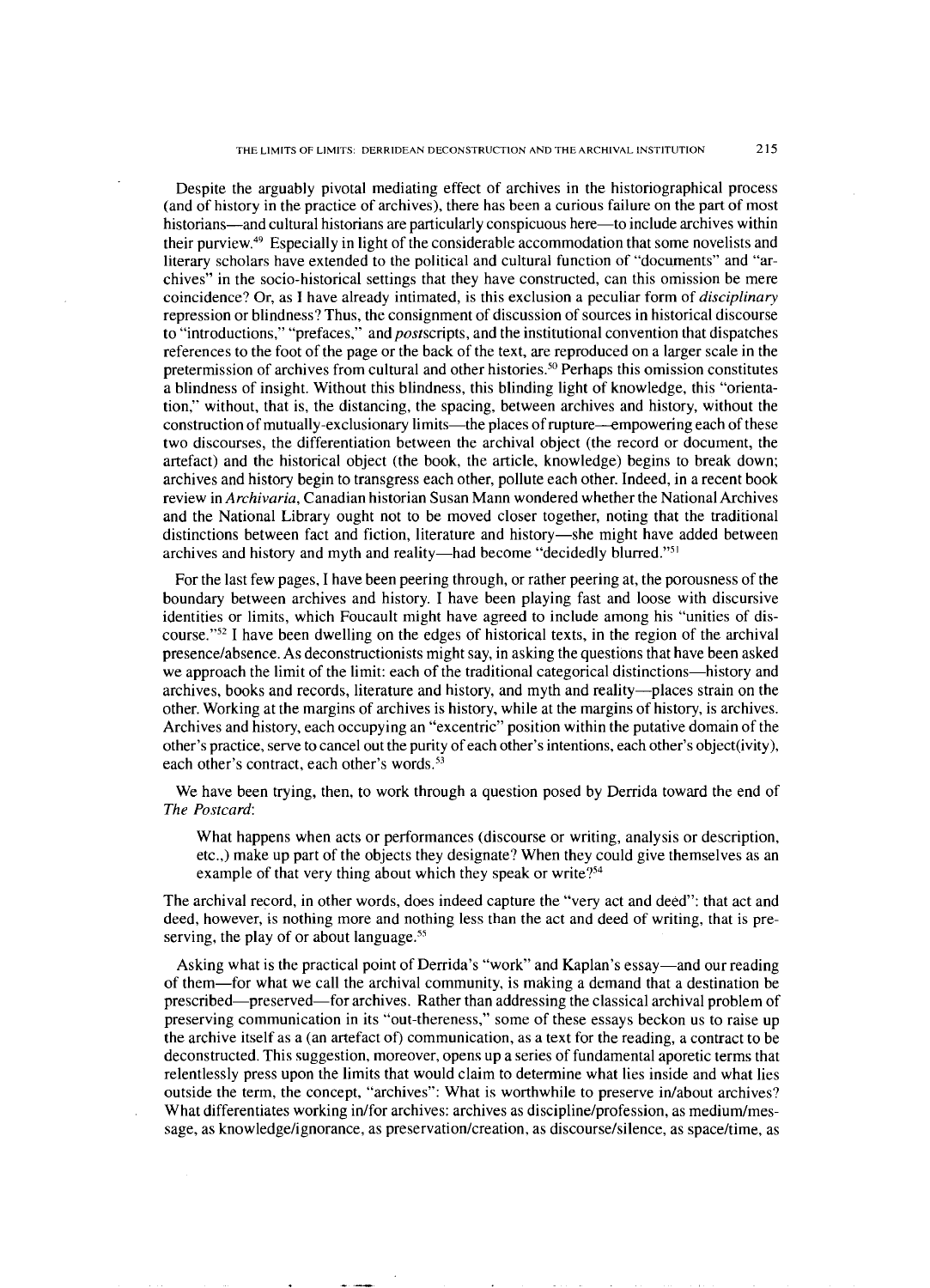Despite the arguably pivotal mediating effect of archives in the historiographical process (and of history in the practice of archives), there has been a curious failure on the part of most historians—and cultural historians are particularly conspicuous here—to include archives within their purview.[49] Especially in light of the considerable accommodation that some novelists and literary scholars have extended to the political and cultural function of "documents" and "archives" in the socio-historical settings that they have constructed, can this omission be mere coincidence? Or, as I have already intimated, is this exclusion a peculiar form of *disciplinary* repression or blindness? Thus, the consignment of discussion of sources in historical discourse to "introductions," "prefaces," and *post*scripts, and the institutional convention that dispatches references to the foot of the page or the back of the text, are reproduced on a larger scale in the pretermission of archives from cultural and other histories.[50] Perhaps this omission constitutes a blindness of insight. Without this blindness, this blinding light of knowledge, this "orientation," without, that is, the distancing, the spacing, between archives and history, without the construction of mutually-exclusionary limits—the places of rupture—empowering each of these two discourses, the differentiation between the archival object (the record or document, the artefact) and the historical object (the book, the article, knowledge) begins to break down; archives and history begin to transgress each other, pollute each other. Indeed, in a recent book review in *Archivaria*, Canadian historian Susan Mann wondered whether the National Archives and the National Library ought not to be moved closer together, noting that the traditional distinctions between fact and fiction, literature and history—she might have added between archives and history and myth and reality—had become "decidedly blurred."[51]

For the last few pages, I have been peering through, or rather peering at, the porousness of the boundary between archives and history. I have been playing fast and loose with discursive identities or limits, which Foucault might have agreed to include among his "unities of discourse."[52] I have been dwelling on the edges of historical texts, in the region of the archival presence/absence. As deconstructionists might say, in asking the questions that have been asked we approach the limit of the limit: each of the traditional categorical distinctions—history and archives, books and records, literature and history, and myth and reality—places strain on the other. Working at the margins of archives is history, while at the margins of history, is archives. Archives and history, each occupying an "excentric" position within the putative domain of the other's practice, serve to cancel out the purity of each other's intentions, each other's object(ivity), each other's contract, each other's words.[53]

We have been trying, then, to work through a question posed by Derrida toward the end of *The Postcard*:

> What happens when acts or performances (discourse or writing, analysis or description, etc.,) make up part of the objects they designate? When they could give themselves as an example of that very thing about which they speak or write?[54]

The archival record, in other words, does indeed capture the "very act and deed": that act and deed, however, is nothing more and nothing less than the act and deed of writing, that is preserving, the play of or about language.[55]

Asking what is the practical point of Derrida's "work" and Kaplan's essay—and our reading of them—for what we call the archival community, is making a demand that a destination be prescribed—preserved—for archives. Rather than addressing the classical archival problem of preserving communication in its "out-thereness," some of these essays beckon us to raise up the archive itself as a (an artefact of) communication, as a text for the reading, a contract to be deconstructed. This suggestion, moreover, opens up a series of fundamental aporetic terms that relentlessly press upon the limits that would claim to determine what lies inside and what lies outside the term, the concept, "archives": What is worthwhile to preserve in/about archives? What differentiates working in/for archives: archives as discipline/profession, as medium/message, as knowledge/ignorance, as preservation/creation, as discourse/silence, as space/time, as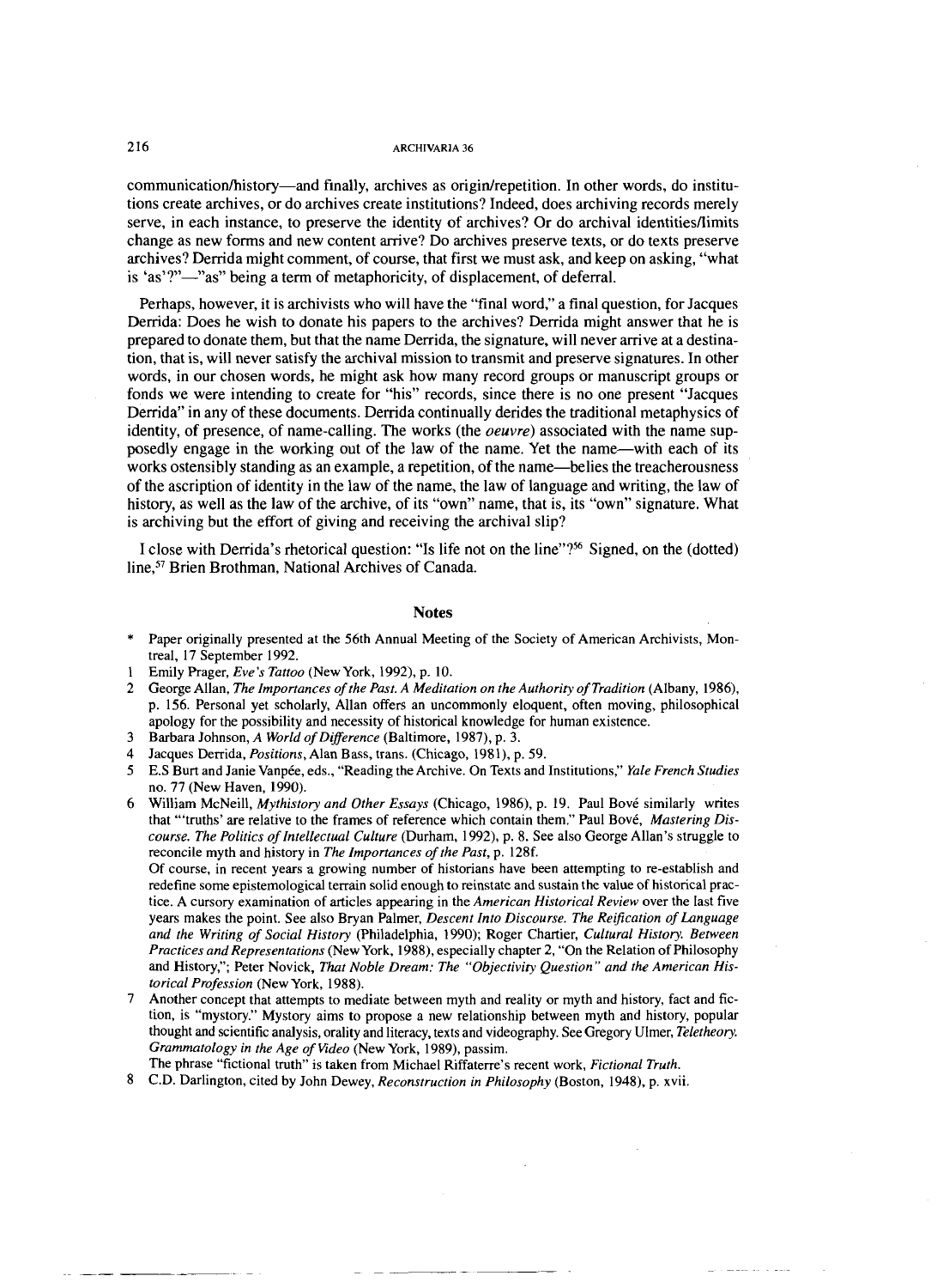communication/history—and finally, archives as origin/repetition. In other words, do institutions create archives, or do archives create institutions? Indeed, does archiving records merely serve, in each instance, to preserve the identity of archives? Or do archival identities/limits change as new forms and new content arrive? Do archives preserve texts, or do texts preserve archives? Derrida might comment, of course, that first we must ask, and keep on asking, "what is 'as'?"—"as" being a term of metaphoricity, of displacement, of deferral.

Perhaps, however, it is archivists who will have the "final word," a final question, for Jacques Derrida: Does he wish to donate his papers to the archives? Derrida might answer that he is prepared to donate them, but that the name Derrida, the signature, will never arrive at a destination, that is, will never satisfy the archival mission to transmit and preserve signatures. In other words, in our chosen words, he might ask how many record groups or manuscript groups or fonds we were intending to create for "his" records, since there is no one present "Jacques Derrida" in any of these documents. Derrida continually derides the traditional metaphysics of identity, of presence, of name-calling. The works (the *oeuvre*) associated with the name supposedly engage in the working out of the law of the name. Yet the name—with each of its works ostensibly standing as an example, a repetition, of the name—belies the treacherousness of the ascription of identity in the law of the name, the law of language and writing, the law of history, as well as the law of the archive, of its "own" name, that is, its "own" signature. What is archiving but the effort of giving and receiving the archival slip?

I close with Derrida's rhetorical question: "Is life not on the line"?[56] Signed, on the (dotted) line,[57] Brien Brothman, National Archives of Canada.

## Notes

\* Paper originally presented at the 56th Annual Meeting of the Society of American Archivists, Montreal, 17 September 1992.

1 Emily Prager, *Eve's Tattoo* (New York, 1992), p. 10.

2 George Allan, *The Importances of the Past. A Meditation on the Authority of Tradition* (Albany, 1986), p. 156. Personal yet scholarly, Allan offers an uncommonly eloquent, often moving, philosophical apology for the possibility and necessity of historical knowledge for human existence.

3 Barbara Johnson, *A World of Difference* (Baltimore, 1987), p. 3.

4 Jacques Derrida, *Positions*, Alan Bass, trans. (Chicago, 1981), p. 59.

5 E.S Burt and Janie Vanpée, eds., "Reading the Archive. On Texts and Institutions," *Yale French Studies* no. 77 (New Haven, 1990).

6 William McNeill, *Mythistory and Other Essays* (Chicago, 1986), p. 19. Paul Bové similarly writes that "'truths' are relative to the frames of reference which contain them." Paul Bové, *Mastering Discourse. The Politics of Intellectual Culture* (Durham, 1992), p. 8. See also George Allan's struggle to reconcile myth and history in *The Importances of the Past*, p. 128f.

Of course, in recent years a growing number of historians have been attempting to re-establish and redefine some epistemological terrain solid enough to reinstate and sustain the value of historical practice. A cursory examination of articles appearing in the *American Historical Review* over the last five years makes the point. See also Bryan Palmer, *Descent Into Discourse. The Reification of Language and the Writing of Social History* (Philadelphia, 1990); Roger Chartier, *Cultural History. Between Practices and Representations* (New York, 1988), especially chapter 2, "On the Relation of Philosophy and History,"; Peter Novick, *That Noble Dream: The "Objectivity Question" and the American Historical Profession* (New York, 1988).

7 Another concept that attempts to mediate between myth and reality or myth and history, fact and fiction, is "mystory." Mystory aims to propose a new relationship between myth and history, popular thought and scientific analysis, orality and literacy, texts and videography. See Gregory Ulmer, *Teletheory. Grammatology in the Age of Video* (New York, 1989), passim.

The phrase "fictional truth" is taken from Michael Riffaterre's recent work, *Fictional Truth*.

8 C.D. Darlington, cited by John Dewey, *Reconstruction in Philosophy* (Boston, 1948), p. xvii.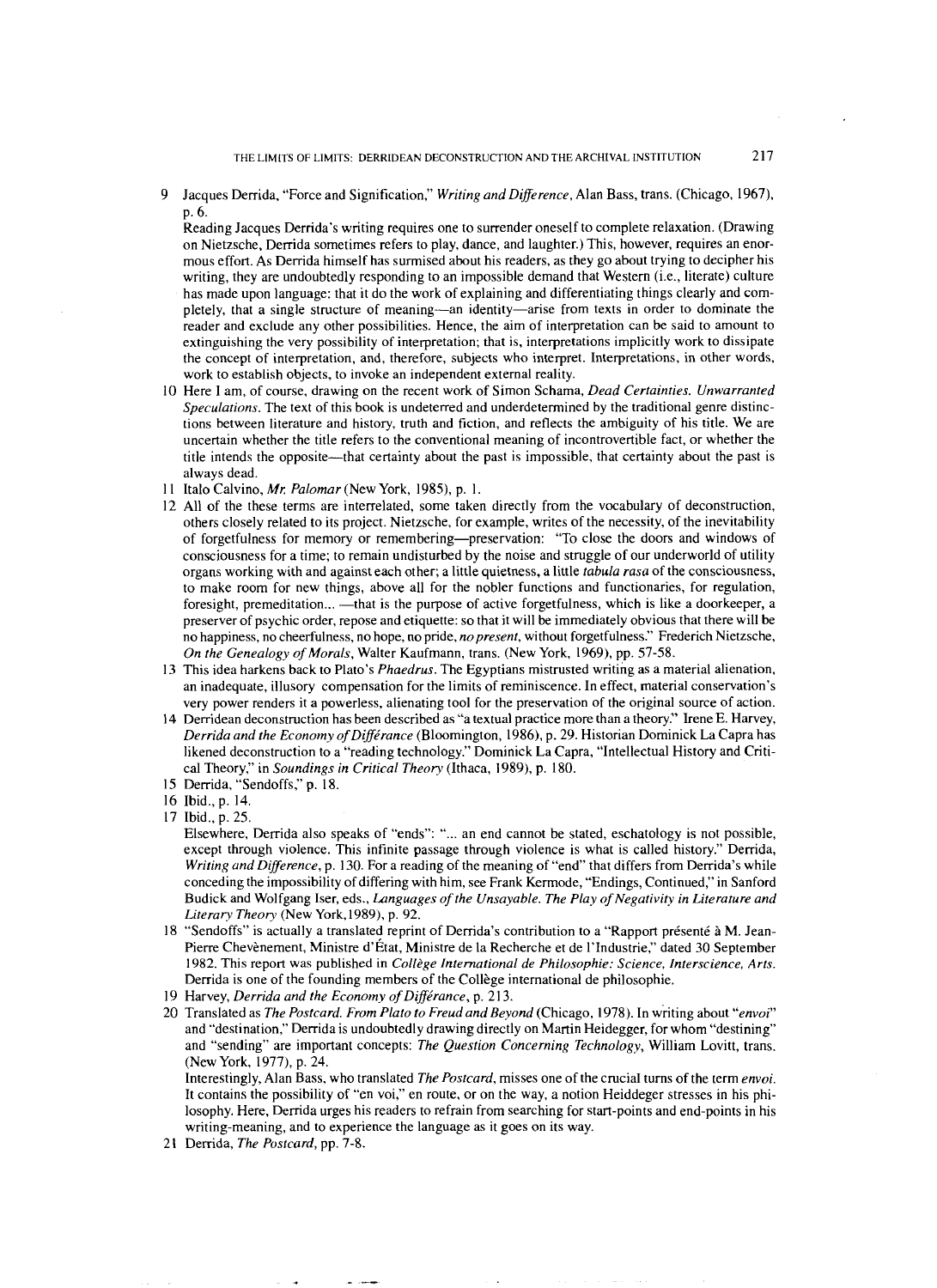9 Jacques Derrida, "Force and Signification," *Writing and Difference*, Alan Bass, trans. (Chicago, 1967), p. 6.

Reading Jacques Derrida's writing requires one to surrender oneself to complete relaxation. (Drawing on Nietzsche, Derrida sometimes refers to play, dance, and laughter.) This, however, requires an enormous effort. As Derrida himself has surmised about his readers, as they go about trying to decipher his writing, they are undoubtedly responding to an impossible demand that Western (i.e., literate) culture has made upon language: that it do the work of explaining and differentiating things clearly and completely, that a single structure of meaning—an identity—arise from texts in order to dominate the reader and exclude any other possibilities. Hence, the aim of interpretation can be said to amount to extinguishing the very possibility of interpretation; that is, interpretations implicitly work to dissipate the concept of interpretation, and, therefore, subjects who interpret. Interpretations, in other words, work to establish objects, to invoke an independent external reality.

10 Here I am, of course, drawing on the recent work of Simon Schama, *Dead Certainties. Unwarranted Speculations*. The text of this book is undeterred and underdetermined by the traditional genre distinctions between literature and history, truth and fiction, and reflects the ambiguity of his title. We are uncertain whether the title refers to the conventional meaning of incontrovertible fact, or whether the title intends the opposite—that certainty about the past is impossible, that certainty about the past is always dead.

11 Italo Calvino, *Mr. Palomar* (New York, 1985), p. 1.

12 All of the these terms are interrelated, some taken directly from the vocabulary of deconstruction, others closely related to its project. Nietzsche, for example, writes of the necessity, of the inevitability of forgetfulness for memory or remembering—preservation: "To close the doors and windows of consciousness for a time; to remain undisturbed by the noise and struggle of our underworld of utility organs working with and against each other; a little quietness, a little *tabula rasa* of the consciousness, to make room for new things, above all for the nobler functions and functionaries, for regulation, foresight, premeditation... —that is the purpose of active forgetfulness, which is like a doorkeeper, a preserver of psychic order, repose and etiquette: so that it will be immediately obvious that there will be no happiness, no cheerfulness, no hope, no pride, *no present*, without forgetfulness." Frederich Nietzsche, *On the Genealogy of Morals*, Walter Kaufmann, trans. (New York, 1969), pp. 57-58.

13 This idea harkens back to Plato's *Phaedrus*. The Egyptians mistrusted writing as a material alienation, an inadequate, illusory compensation for the limits of reminiscence. In effect, material conservation's very power renders it a powerless, alienating tool for the preservation of the original source of action.

14 Derridean deconstruction has been described as "a textual practice more than a theory." Irene E. Harvey, *Derrida and the Economy of Différance* (Bloomington, 1986), p. 29. Historian Dominick La Capra has likened deconstruction to a "reading technology." Dominick La Capra, "Intellectual History and Critical Theory," in *Soundings in Critical Theory* (Ithaca, 1989), p. 180.

15 Derrida, "Sendoffs," p. 18.

16 Ibid., p. 14.

17 Ibid., p. 25.

Elsewhere, Derrida also speaks of "ends": "... an end cannot be stated, eschatology is not possible, except through violence. This infinite passage through violence is what is called history." Derrida, *Writing and Difference*, p. 130. For a reading of the meaning of "end" that differs from Derrida's while conceding the impossibility of differing with him, see Frank Kermode, "Endings, Continued," in Sanford Budick and Wolfgang Iser, eds., *Languages of the Unsayable. The Play of Negativity in Literature and Literary Theory* (New York, 1989), p. 92.

18 "Sendoffs" is actually a translated reprint of Derrida's contribution to a "Rapport présenté à M. Jean-Pierre Chevènement, Ministre d'État, Ministre de la Recherche et de l'Industrie," dated 30 September 1982. This report was published in *Collège International de Philosophie: Science, Interscience, Arts*. Derrida is one of the founding members of the Collège international de philosophie.

19 Harvey, *Derrida and the Economy of Différance*, p. 213.

20 Translated as *The Postcard. From Plato to Freud and Beyond* (Chicago, 1978). In writing about "*envoi*" and "destination," Derrida is undoubtedly drawing directly on Martin Heidegger, for whom "destining" and "sending" are important concepts: *The Question Concerning Technology*, William Lovitt, trans. (New York, 1977), p. 24.

Interestingly, Alan Bass, who translated *The Postcard*, misses one of the crucial turns of the term *envoi*. It contains the possibility of "en voi," en route, or on the way, a notion Heiddeger stresses in his philosophy. Here, Derrida urges his readers to refrain from searching for start-points and end-points in his writing-meaning, and to experience the language as it goes on its way.

21 Derrida, *The Postcard*, pp. 7-8.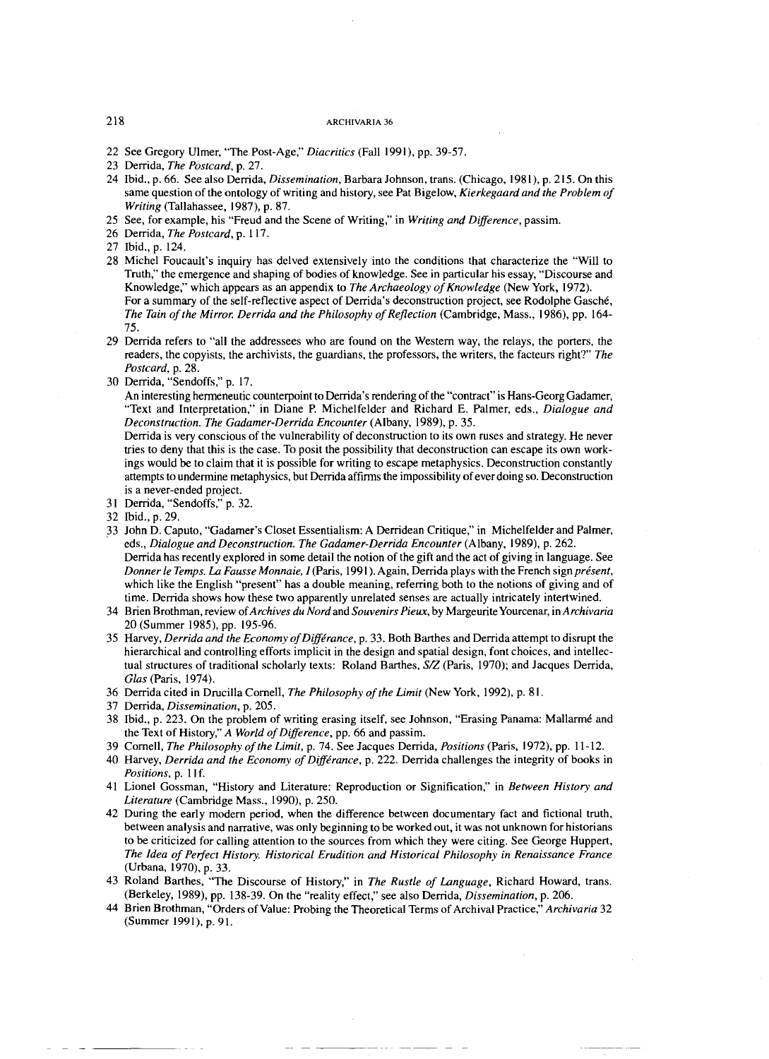22 See Gregory Ulmer, "The Post-Age," *Diacritics* (Fall 1991), pp. 39-57.

23 Derrida, *The Postcard*, p. 27.

24 Ibid., p. 66. See also Derrida, *Dissemination*, Barbara Johnson, trans. (Chicago, 1981), p. 215. On this same question of the ontology of writing and history, see Pat Bigelow, *Kierkegaard and the Problem of Writing* (Tallahassee, 1987), p. 87.

25 See, for example, his "Freud and the Scene of Writing," in *Writing and Difference*, passim.

26 Derrida, *The Postcard*, p. 117.

27 Ibid., p. 124.

28 Michel Foucault's inquiry has delved extensively into the conditions that characterize the "Will to Truth," the emergence and shaping of bodies of knowledge. See in particular his essay, "Discourse and Knowledge," which appears as an appendix to *The Archaeology of Knowledge* (New York, 1972).
For a summary of the self-reflective aspect of Derrida's deconstruction project, see Rodolphe Gasché, *The Tain of the Mirror. Derrida and the Philosophy of Reflection* (Cambridge, Mass., 1986), pp. 164-75.

29 Derrida refers to "all the addressees who are found on the Western way, the relays, the porters, the readers, the copyists, the archivists, the guardians, the professors, the writers, the facteurs right?" *The Postcard*, p. 28.

30 Derrida, "Sendoffs," p. 17.
An interesting hermeneutic counterpoint to Derrida's rendering of the "contract" is Hans-Georg Gadamer, "Text and Interpretation," in Diane P. Michelfelder and Richard E. Palmer, eds., *Dialogue and Deconstruction. The Gadamer-Derrida Encounter* (Albany, 1989), p. 35.
Derrida is very conscious of the vulnerability of deconstruction to its own ruses and strategy. He never tries to deny that this is the case. To posit the possibility that deconstruction can escape its own workings would be to claim that it is possible for writing to escape metaphysics. Deconstruction constantly attempts to undermine metaphysics, but Derrida affirms the impossibility of ever doing so. Deconstruction is a never-ended project.

31 Derrida, "Sendoffs," p. 32.

32 Ibid., p. 29.

33 John D. Caputo, "Gadamer's Closet Essentialism: A Derridean Critique," in Michelfelder and Palmer, eds., *Dialogue and Deconstruction. The Gadamer-Derrida Encounter* (Albany, 1989), p. 262.
Derrida has recently explored in some detail the notion of the gift and the act of giving in language. See *Donner le Temps. La Fausse Monnaie, I* (Paris, 1991). Again, Derrida plays with the French sign *présent*, which like the English "present" has a double meaning, referring both to the notions of giving and of time. Derrida shows how these two apparently unrelated senses are actually intricately intertwined.

34 Brien Brothman, review of *Archives du Nord* and *Souvenirs Pieux*, by Margeurite Yourcenar, in *Archivaria* 20 (Summer 1985), pp. 195-96.

35 Harvey, *Derrida and the Economy of Différance*, p. 33. Both Barthes and Derrida attempt to disrupt the hierarchical and controlling efforts implicit in the design and spatial design, font choices, and intellectual structures of traditional scholarly texts: Roland Barthes, *S/Z* (Paris, 1970); and Jacques Derrida, *Glas* (Paris, 1974).

36 Derrida cited in Drucilla Cornell, *The Philosophy of the Limit* (New York, 1992), p. 81.

37 Derrida, *Dissemination*, p. 205.

38 Ibid., p. 223. On the problem of writing erasing itself, see Johnson, "Erasing Panama: Mallarmé and the Text of History," *A World of Difference*, pp. 66 and passim.

39 Cornell, *The Philosophy of the Limit*, p. 74. See Jacques Derrida, *Positions* (Paris, 1972), pp. 11-12.

40 Harvey, *Derrida and the Economy of Différance*, p. 222. Derrida challenges the integrity of books in *Positions*, p. 11f.

41 Lionel Gossman, "History and Literature: Reproduction or Signification," in *Between History and Literature* (Cambridge Mass., 1990), p. 250.

42 During the early modern period, when the difference between documentary fact and fictional truth, between analysis and narrative, was only beginning to be worked out, it was not unknown for historians to be criticized for calling attention to the sources from which they were citing. See George Huppert, *The Idea of Perfect History. Historical Erudition and Historical Philosophy in Renaissance France* (Urbana, 1970), p. 33.

43 Roland Barthes, "The Discourse of History," in *The Rustle of Language*, Richard Howard, trans. (Berkeley, 1989), pp. 138-39. On the "reality effect," see also Derrida, *Dissemination*, p. 206.

44 Brien Brothman, "Orders of Value: Probing the Theoretical Terms of Archival Practice," *Archivaria* 32 (Summer 1991), p. 91.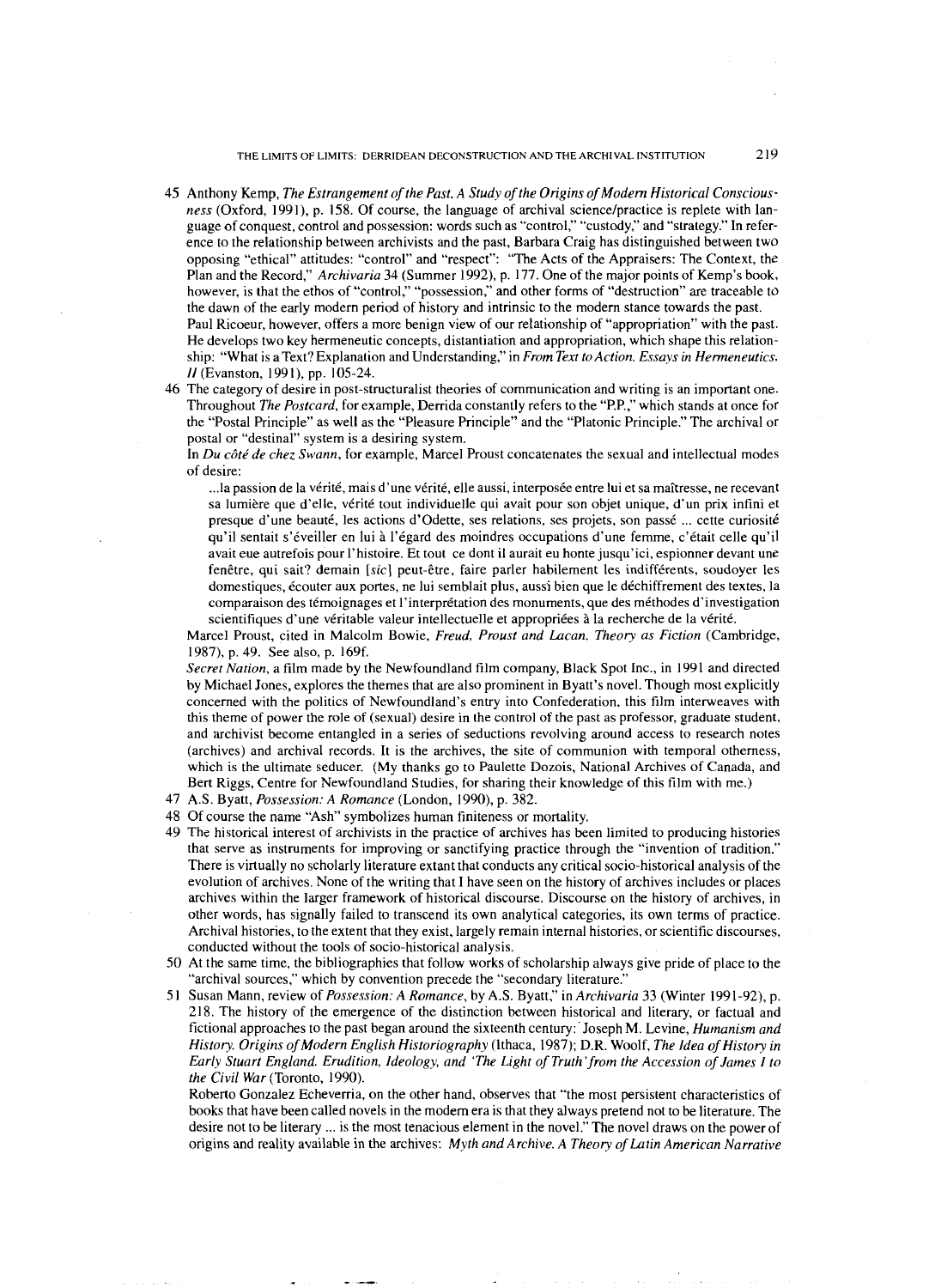45 Anthony Kemp, *The Estrangement of the Past. A Study of the Origins of Modern Historical Consciousness* (Oxford, 1991), p. 158. Of course, the language of archival science/practice is replete with language of conquest, control and possession: words such as "control," "custody," and "strategy." In reference to the relationship between archivists and the past, Barbara Craig has distinguished between two opposing "ethical" attitudes: "control" and "respect": "The Acts of the Appraisers: The Context, the Plan and the Record," *Archivaria* 34 (Summer 1992), p. 177. One of the major points of Kemp's book, however, is that the ethos of "control," "possession," and other forms of "destruction" are traceable to the dawn of the early modern period of history and intrinsic to the modern stance towards the past.

Paul Ricoeur, however, offers a more benign view of our relationship of "appropriation" with the past. He develops two key hermeneutic concepts, distantiation and appropriation, which shape this relationship: "What is a Text? Explanation and Understanding," in *From Text to Action. Essays in Hermeneutics. II* (Evanston, 1991), pp. 105-24.

46 The category of desire in post-structuralist theories of communication and writing is an important one. Throughout *The Postcard*, for example, Derrida constantly refers to the "P.P.," which stands at once for the "Postal Principle" as well as the "Pleasure Principle" and the "Platonic Principle." The archival or postal or "destinal" system is a desiring system.

In *Du côté de chez Swann*, for example, Marcel Proust concatenates the sexual and intellectual modes of desire:

> ...la passion de la vérité, mais d'une vérité, elle aussi, interposée entre lui et sa maîtresse, ne recevant sa lumière que d'elle, vérité tout individuelle qui avait pour son objet unique, d'un prix infini et presque d'une beauté, les actions d'Odette, ses relations, ses projets, son passé ... cette curiosité qu'il sentait s'éveiller en lui à l'égard des moindres occupations d'une femme, c'était celle qu'il avait eue autrefois pour l'histoire. Et tout ce dont il aurait eu honte jusqu'ici, espionner devant une fenêtre, qui sait? demain [*sic*] peut-être, faire parler habilement les indifférents, soudoyer les domestiques, écouter aux portes, ne lui semblait plus, aussi bien que le déchiffrement des textes, la comparaison des témoignages et l'interprétation des monuments, que des méthodes d'investigation scientifiques d'une véritable valeur intellectuelle et appropriées à la recherche de la vérité.

Marcel Proust, cited in Malcolm Bowie, *Freud, Proust and Lacan. Theory as Fiction* (Cambridge, 1987), p. 49. See also, p. 169f.

*Secret Nation*, a film made by the Newfoundland film company, Black Spot Inc., in 1991 and directed by Michael Jones, explores the themes that are also prominent in Byatt's novel. Though most explicitly concerned with the politics of Newfoundland's entry into Confederation, this film interweaves with this theme of power the role of (sexual) desire in the control of the past as professor, graduate student, and archivist become entangled in a series of seductions revolving around access to research notes (archives) and archival records. It is the archives, the site of communion with temporal otherness, which is the ultimate seducer. (My thanks go to Paulette Dozois, National Archives of Canada, and Bert Riggs, Centre for Newfoundland Studies, for sharing their knowledge of this film with me.)

47 A.S. Byatt, *Possession: A Romance* (London, 1990), p. 382.

48 Of course the name "Ash" symbolizes human finiteness or mortality.

49 The historical interest of archivists in the practice of archives has been limited to producing histories that serve as instruments for improving or sanctifying practice through the "invention of tradition." There is virtually no scholarly literature extant that conducts any critical socio-historical analysis of the evolution of archives. None of the writing that I have seen on the history of archives includes or places archives within the larger framework of historical discourse. Discourse on the history of archives, in other words, has signally failed to transcend its own analytical categories, its own terms of practice. Archival histories, to the extent that they exist, largely remain internal histories, or scientific discourses, conducted without the tools of socio-historical analysis.

50 At the same time, the bibliographies that follow works of scholarship always give pride of place to the "archival sources," which by convention precede the "secondary literature."

51 Susan Mann, review of *Possession: A Romance*, by A.S. Byatt," in *Archivaria* 33 (Winter 1991-92), p. 218. The history of the emergence of the distinction between historical and literary, or factual and fictional approaches to the past began around the sixteenth century: Joseph M. Levine, *Humanism and History. Origins of Modern English Historiography* (Ithaca, 1987); D.R. Woolf, *The Idea of History in Early Stuart England. Erudition, Ideology, and 'The Light of Truth' from the Accession of James I to the Civil War* (Toronto, 1990).

Roberto Gonzalez Echeverria, on the other hand, observes that "the most persistent characteristics of books that have been called novels in the modern era is that they always pretend not to be literature. The desire not to be literary ... is the most tenacious element in the novel." The novel draws on the power of origins and reality available in the archives: *Myth and Archive. A Theory of Latin American Narrative*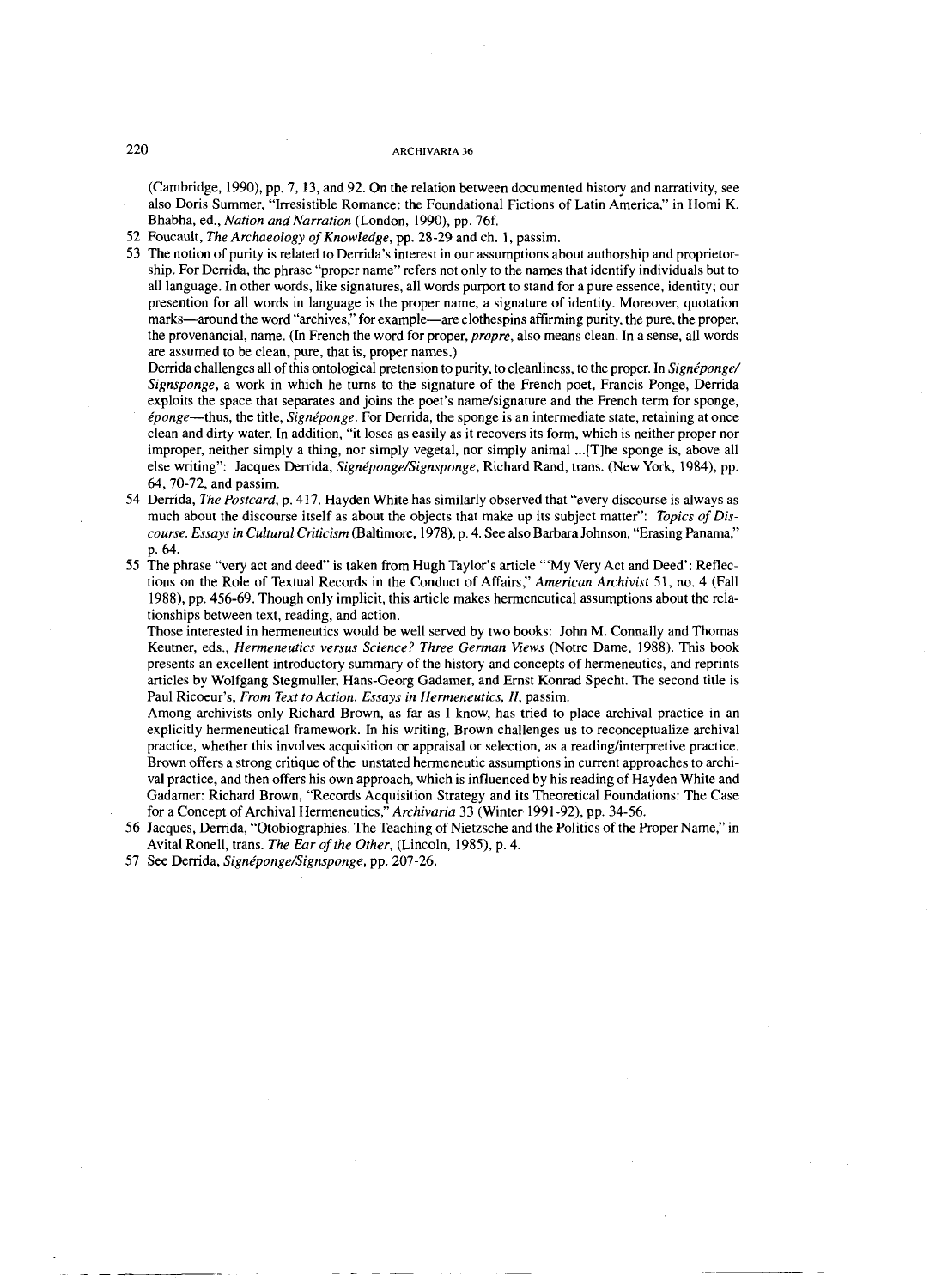(Cambridge, 1990), pp. 7, 13, and 92. On the relation between documented history and narrativity, see also Doris Summer, "Irresistible Romance: the Foundational Fictions of Latin America," in Homi K. Bhabha, ed., *Nation and Narration* (London, 1990), pp. 76f.

52 Foucault, *The Archaeology of Knowledge*, pp. 28-29 and ch. 1, passim.

53 The notion of purity is related to Derrida's interest in our assumptions about authorship and proprietorship. For Derrida, the phrase "proper name" refers not only to the names that identify individuals but to all language. In other words, like signatures, all words purport to stand for a pure essence, identity; our presention for all words in language is the proper name, a signature of identity. Moreover, quotation marks—around the word "archives," for example—are clothespins affirming purity, the pure, the proper, the provenancial, name. (In French the word for proper, *propre*, also means clean. In a sense, all words are assumed to be clean, pure, that is, proper names.)

Derrida challenges all of this ontological pretension to purity, to cleanliness, to the proper. In *Signéponge/Signsponge*, a work in which he turns to the signature of the French poet, Francis Ponge, Derrida exploits the space that separates and joins the poet's name/signature and the French term for sponge, *éponge*—thus, the title, *Signéponge*. For Derrida, the sponge is an intermediate state, retaining at once clean and dirty water. In addition, "it loses as easily as it recovers its form, which is neither proper nor improper, neither simply a thing, nor simply vegetal, nor simply animal ...[T]he sponge is, above all else writing": Jacques Derrida, *Signéponge/Signsponge*, Richard Rand, trans. (New York, 1984), pp. 64, 70-72, and passim.

54 Derrida, *The Postcard*, p. 417. Hayden White has similarly observed that "every discourse is always as much about the discourse itself as about the objects that make up its subject matter": *Topics of Discourse. Essays in Cultural Criticism* (Baltimore, 1978), p. 4. See also Barbara Johnson, "Erasing Panama," p. 64.

55 The phrase "very act and deed" is taken from Hugh Taylor's article "'My Very Act and Deed': Reflections on the Role of Textual Records in the Conduct of Affairs," *American Archivist* 51, no. 4 (Fall 1988), pp. 456-69. Though only implicit, this article makes hermeneutical assumptions about the relationships between text, reading, and action.

Those interested in hermeneutics would be well served by two books: John M. Connally and Thomas Keutner, eds., *Hermeneutics versus Science? Three German Views* (Notre Dame, 1988). This book presents an excellent introductory summary of the history and concepts of hermeneutics, and reprints articles by Wolfgang Stegmuller, Hans-Georg Gadamer, and Ernst Konrad Specht. The second title is Paul Ricoeur's, *From Text to Action. Essays in Hermeneutics, II*, passim.

Among archivists only Richard Brown, as far as I know, has tried to place archival practice in an explicitly hermeneutical framework. In his writing, Brown challenges us to reconceptualize archival practice, whether this involves acquisition or appraisal or selection, as a reading/interpretive practice. Brown offers a strong critique of the unstated hermeneutic assumptions in current approaches to archival practice, and then offers his own approach, which is influenced by his reading of Hayden White and Gadamer: Richard Brown, "Records Acquisition Strategy and its Theoretical Foundations: The Case for a Concept of Archival Hermeneutics," *Archivaria* 33 (Winter 1991-92), pp. 34-56.

56 Jacques, Derrida, "Otobiographies. The Teaching of Nietzsche and the Politics of the Proper Name," in Avital Ronell, trans. *The Ear of the Other*, (Lincoln, 1985), p. 4.

57 See Derrida, *Signéponge/Signsponge*, pp. 207-26.